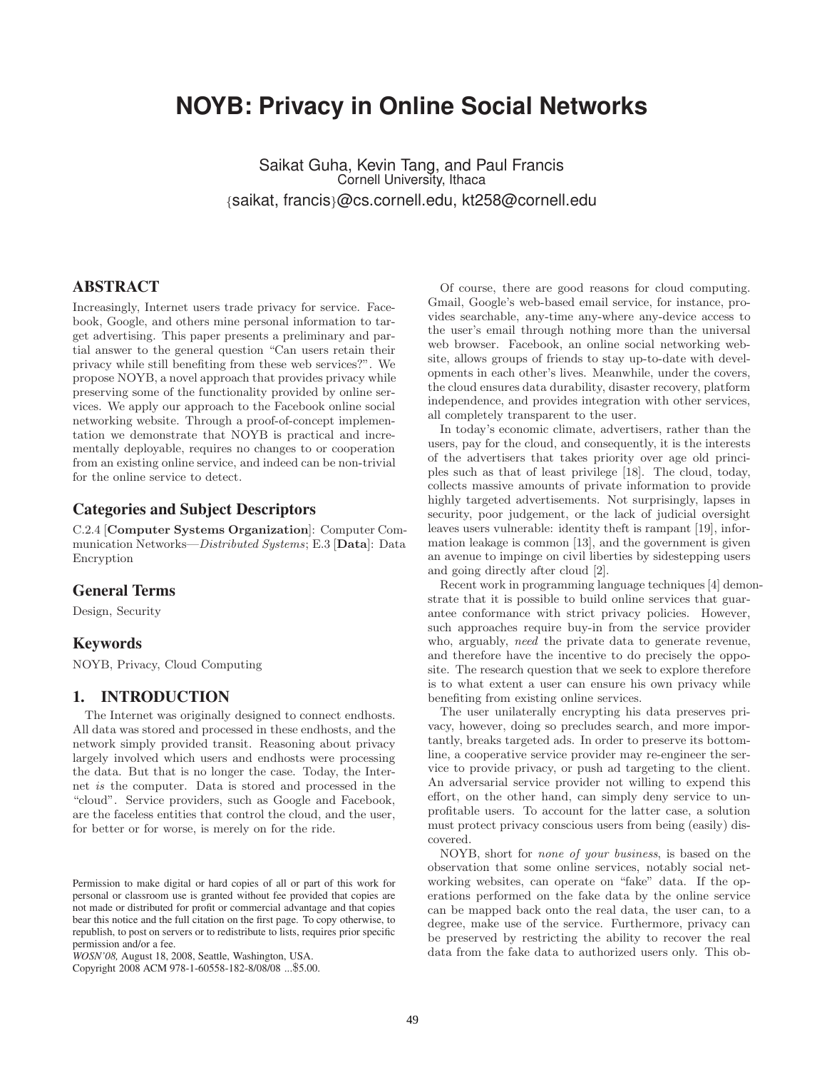# NOYB: Privacy in Online Social Networks

Saikat Guha, Kevin Tang, and Paul Francis
Cornell University, Ithaca
{saikat, francis}@cs.cornell.edu, kt258@cornell.edu

## ABSTRACT

Increasingly, Internet users trade privacy for service. Facebook, Google, and others mine personal information to target advertising. This paper presents a preliminary and partial answer to the general question "Can users retain their privacy while still benefiting from these web services?". We propose NOYB, a novel approach that provides privacy while preserving some of the functionality provided by online services. We apply our approach to the Facebook online social networking website. Through a proof-of-concept implementation we demonstrate that NOYB is practical and incrementally deployable, requires no changes to or cooperation from an existing online service, and indeed can be non-trivial for the online service to detect.

## Categories and Subject Descriptors

C.2.4 [**Computer Systems Organization**]: Computer Communication Networks—*Distributed Systems*; E.3 [**Data**]: Data Encryption

## General Terms

Design, Security

## Keywords

NOYB, Privacy, Cloud Computing

## 1. INTRODUCTION

The Internet was originally designed to connect endhosts. All data was stored and processed in these endhosts, and the network simply provided transit. Reasoning about privacy largely involved which users and endhosts were processing the data. But that is no longer the case. Today, the Internet *is* the computer. Data is stored and processed in the "cloud". Service providers, such as Google and Facebook, are the faceless entities that control the cloud, and the user, for better or for worse, is merely on for the ride.

Of course, there are good reasons for cloud computing. Gmail, Google's web-based email service, for instance, provides searchable, any-time any-where any-device access to the user's email through nothing more than the universal web browser. Facebook, an online social networking website, allows groups of friends to stay up-to-date with developments in each other's lives. Meanwhile, under the covers, the cloud ensures data durability, disaster recovery, platform independence, and provides integration with other services, all completely transparent to the user.

In today's economic climate, advertisers, rather than the users, pay for the cloud, and consequently, it is the interests of the advertisers that takes priority over age old principles such as that of least privilege [18]. The cloud, today, collects massive amounts of private information to provide highly targeted advertisements. Not surprisingly, lapses in security, poor judgement, or the lack of judicial oversight leaves users vulnerable: identity theft is rampant [19], information leakage is common [13], and the government is given an avenue to impinge on civil liberties by sidestepping users and going directly after cloud [2].

Recent work in programming language techniques [4] demonstrate that it is possible to build online services that guarantee conformance with strict privacy policies. However, such approaches require buy-in from the service provider who, arguably, *need* the private data to generate revenue, and therefore have the incentive to do precisely the opposite. The research question that we seek to explore therefore is to what extent a user can ensure his own privacy while benefiting from existing online services.

The user unilaterally encrypting his data preserves privacy, however, doing so precludes search, and more importantly, breaks targeted ads. In order to preserve its bottomline, a cooperative service provider may re-engineer the service to provide privacy, or push ad targeting to the client. An adversarial service provider not willing to expend this effort, on the other hand, can simply deny service to unprofitable users. To account for the latter case, a solution must protect privacy conscious users from being (easily) discovered.

NOYB, short for *none of your business*, is based on the observation that some online services, notably social networking websites, can operate on "fake" data. If the operations performed on the fake data by the online service can be mapped back onto the real data, the user can, to a degree, make use of the service. Furthermore, privacy can be preserved by restricting the ability to recover the real data from the fake data to authorized users only. This ob-

Permission to make digital or hard copies of all or part of this work for personal or classroom use is granted without fee provided that copies are not made or distributed for profit or commercial advantage and that copies bear this notice and the full citation on the first page. To copy otherwise, to republish, to post on servers or to redistribute to lists, requires prior specific permission and/or a fee.
*WOSN'08,* August 18, 2008, Seattle, Washington, USA.
Copyright 2008 ACM 978-1-60558-182-8/08/08 ...$5.00.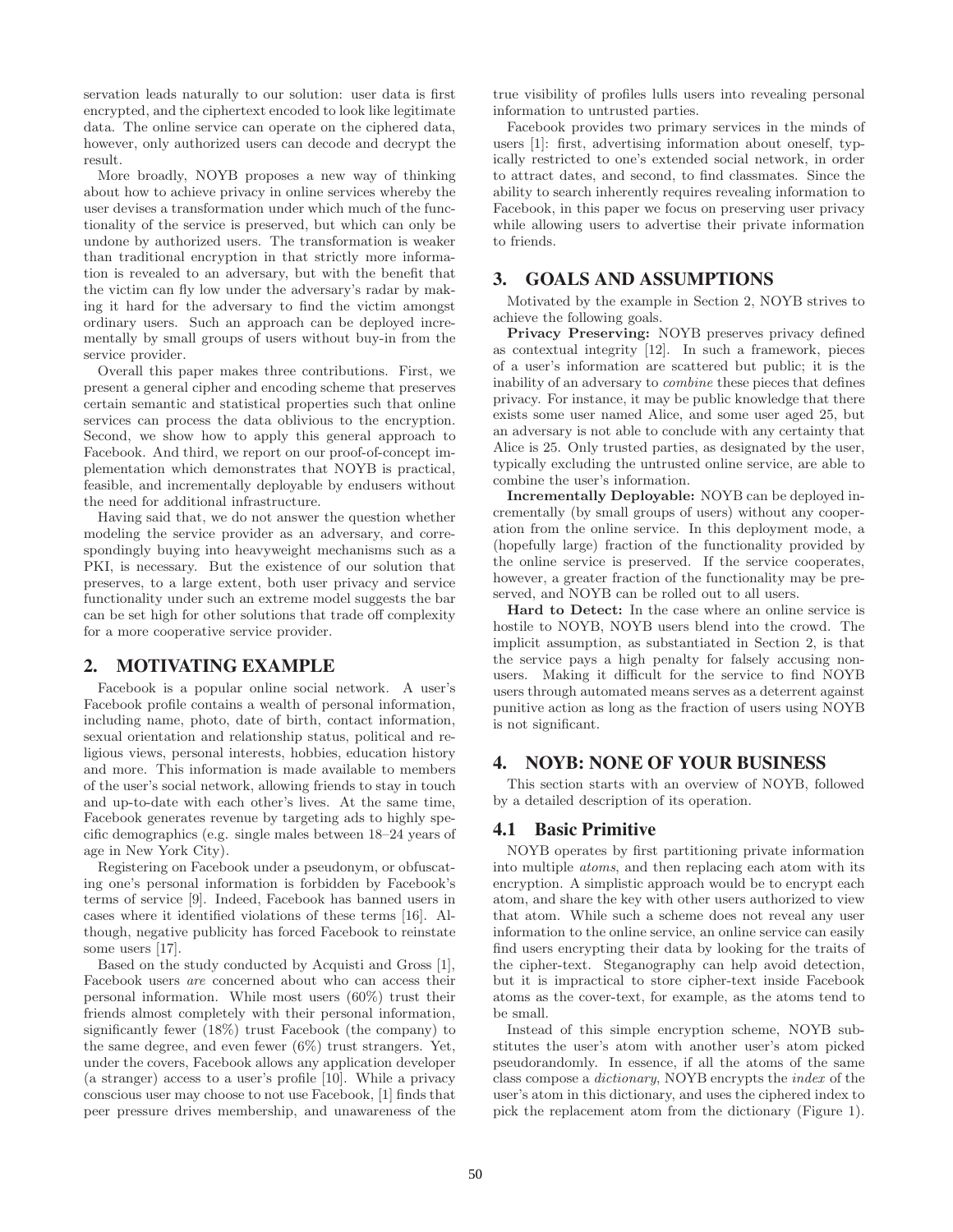servation leads naturally to our solution: user data is first encrypted, and the ciphertext encoded to look like legitimate data. The online service can operate on the ciphered data, however, only authorized users can decode and decrypt the result.

More broadly, NOYB proposes a new way of thinking about how to achieve privacy in online services whereby the user devises a transformation under which much of the functionality of the service is preserved, but which can only be undone by authorized users. The transformation is weaker than traditional encryption in that strictly more information is revealed to an adversary, but with the benefit that the victim can fly low under the adversary's radar by making it hard for the adversary to find the victim amongst ordinary users. Such an approach can be deployed incrementally by small groups of users without buy-in from the service provider.

Overall this paper makes three contributions. First, we present a general cipher and encoding scheme that preserves certain semantic and statistical properties such that online services can process the data oblivious to the encryption. Second, we show how to apply this general approach to Facebook. And third, we report on our proof-of-concept implementation which demonstrates that NOYB is practical, feasible, and incrementally deployable by endusers without the need for additional infrastructure.

Having said that, we do not answer the question whether modeling the service provider as an adversary, and correspondingly buying into heavyweight mechanisms such as a PKI, is necessary. But the existence of our solution that preserves, to a large extent, both user privacy and service functionality under such an extreme model suggests the bar can be set high for other solutions that trade off complexity for a more cooperative service provider.

## 2. MOTIVATING EXAMPLE

Facebook is a popular online social network. A user's Facebook profile contains a wealth of personal information, including name, photo, date of birth, contact information, sexual orientation and relationship status, political and religious views, personal interests, hobbies, education history and more. This information is made available to members of the user's social network, allowing friends to stay in touch and up-to-date with each other's lives. At the same time, Facebook generates revenue by targeting ads to highly specific demographics (e.g. single males between 18–24 years of age in New York City).

Registering on Facebook under a pseudonym, or obfuscating one's personal information is forbidden by Facebook's terms of service [9]. Indeed, Facebook has banned users in cases where it identified violations of these terms [16]. Although, negative publicity has forced Facebook to reinstate some users [17].

Based on the study conducted by Acquisti and Gross [1], Facebook users *are* concerned about who can access their personal information. While most users (60%) trust their friends almost completely with their personal information, significantly fewer (18%) trust Facebook (the company) to the same degree, and even fewer (6%) trust strangers. Yet, under the covers, Facebook allows any application developer (a stranger) access to a user's profile [10]. While a privacy conscious user may choose to not use Facebook, [1] finds that peer pressure drives membership, and unawareness of the true visibility of profiles lulls users into revealing personal information to untrusted parties.

Facebook provides two primary services in the minds of users [1]: first, advertising information about oneself, typically restricted to one's extended social network, in order to attract dates, and second, to find classmates. Since the ability to search inherently requires revealing information to Facebook, in this paper we focus on preserving user privacy while allowing users to advertise their private information to friends.

## 3. GOALS AND ASSUMPTIONS

Motivated by the example in Section 2, NOYB strives to achieve the following goals.

**Privacy Preserving:** NOYB preserves privacy defined as contextual integrity [12]. In such a framework, pieces of a user's information are scattered but public; it is the inability of an adversary to *combine* these pieces that defines privacy. For instance, it may be public knowledge that there exists some user named Alice, and some user aged 25, but an adversary is not able to conclude with any certainty that Alice is 25. Only trusted parties, as designated by the user, typically excluding the untrusted online service, are able to combine the user's information.

**Incrementally Deployable:** NOYB can be deployed incrementally (by small groups of users) without any cooperation from the online service. In this deployment mode, a (hopefully large) fraction of the functionality provided by the online service is preserved. If the service cooperates, however, a greater fraction of the functionality may be preserved, and NOYB can be rolled out to all users.

**Hard to Detect:** In the case where an online service is hostile to NOYB, NOYB users blend into the crowd. The implicit assumption, as substantiated in Section 2, is that the service pays a high penalty for falsely accusing non-users. Making it difficult for the service to find NOYB users through automated means serves as a deterrent against punitive action as long as the fraction of users using NOYB is not significant.

## 4. NOYB: NONE OF YOUR BUSINESS

This section starts with an overview of NOYB, followed by a detailed description of its operation.

### 4.1 Basic Primitive

NOYB operates by first partitioning private information into multiple *atoms*, and then replacing each atom with its encryption. A simplistic approach would be to encrypt each atom, and share the key with other users authorized to view that atom. While such a scheme does not reveal any user information to the online service, an online service can easily find users encrypting their data by looking for the traits of the cipher-text. Steganography can help avoid detection, but it is impractical to store cipher-text inside Facebook atoms as the cover-text, for example, as the atoms tend to be small.

Instead of this simple encryption scheme, NOYB substitutes the user's atom with another user's atom picked pseudorandomly. In essence, if all the atoms of the same class compose a *dictionary*, NOYB encrypts the *index* of the user's atom in this dictionary, and uses the ciphered index to pick the replacement atom from the dictionary (Figure 1).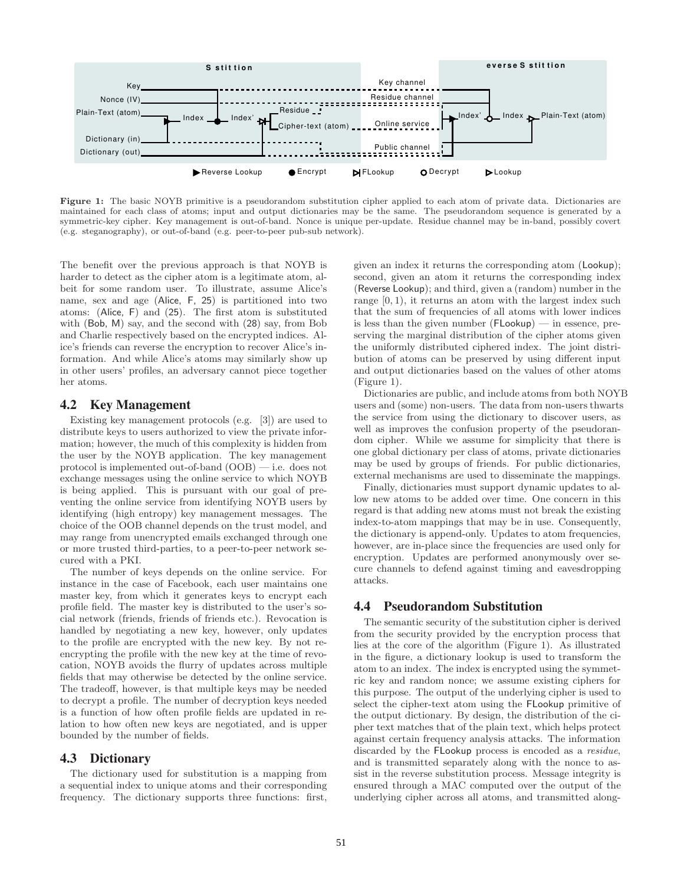Substitution

Reverse Substitution

Key

Nonce (IV)

Plain-Text (atom)

Dictionary (in)

Dictionary (out)

Index

Index'

Residue

Cipher-text (atom)

Key channel

Residue channel

Online service

Public channel

Index'

Index

Plain-Text (atom)

Reverse Lookup

Encrypt

FLookup

Decrypt

Lookup

**Figure 1:** The basic NOYB primitive is a pseudorandom substitution cipher applied to each atom of private data. Dictionaries are maintained for each class of atoms; input and output dictionaries may be the same. The pseudorandom sequence is generated by a symmetric-key cipher. Key management is out-of-band. Nonce is unique per-update. Residue channel may be in-band, possibly covert (e.g. steganography), or out-of-band (e.g. peer-to-peer pub-sub network).

The benefit over the previous approach is that NOYB is harder to detect as the cipher atom is a legitimate atom, albeit for some random user. To illustrate, assume Alice's name, sex and age (Alice, F, 25) is partitioned into two atoms: (Alice, F) and (25). The first atom is substituted with (Bob, M) say, and the second with (28) say, from Bob and Charlie respectively based on the encrypted indices. Alice's friends can reverse the encryption to recover Alice's information. And while Alice's atoms may similarly show up in other users' profiles, an adversary cannot piece together her atoms.

## 4.2 Key Management

Existing key management protocols (e.g. [3]) are used to distribute keys to users authorized to view the private information; however, the much of this complexity is hidden from the user by the NOYB application. The key management protocol is implemented out-of-band (OOB) — i.e. does not exchange messages using the online service to which NOYB is being applied. This is pursuant with our goal of preventing the online service from identifying NOYB users by identifying (high entropy) key management messages. The choice of the OOB channel depends on the trust model, and may range from unencrypted emails exchanged through one or more trusted third-parties, to a peer-to-peer network secured with a PKI.

The number of keys depends on the online service. For instance in the case of Facebook, each user maintains one master key, from which it generates keys to encrypt each profile field. The master key is distributed to the user's social network (friends, friends of friends etc.). Revocation is handled by negotiating a new key, however, only updates to the profile are encrypted with the new key. By not re-encrypting the profile with the new key at the time of revocation, NOYB avoids the flurry of updates across multiple fields that may otherwise be detected by the online service. The tradeoff, however, is that multiple keys may be needed to decrypt a profile. The number of decryption keys needed is a function of how often profile fields are updated in relation to how often new keys are negotiated, and is upper bounded by the number of fields.

## 4.3 Dictionary

The dictionary used for substitution is a mapping from a sequential index to unique atoms and their corresponding frequency. The dictionary supports three functions: first, given an index it returns the corresponding atom (Lookup); second, given an atom it returns the corresponding index (Reverse Lookup); and third, given a (random) number in the range $[0, 1)$, it returns an atom with the largest index such that the sum of frequencies of all atoms with lower indices is less than the given number (FLookup) — in essence, preserving the marginal distribution of the cipher atoms given the uniformly distributed ciphered index. The joint distribution of atoms can be preserved by using different input and output dictionaries based on the values of other atoms (Figure 1).

Dictionaries are public, and include atoms from both NOYB users and (some) non-users. The data from non-users thwarts the service from using the dictionary to discover users, as well as improves the confusion property of the pseudorandom cipher. While we assume for simplicity that there is one global dictionary per class of atoms, private dictionaries may be used by groups of friends. For public dictionaries, external mechanisms are used to disseminate the mappings.

Finally, dictionaries must support dynamic updates to allow new atoms to be added over time. One concern in this regard is that adding new atoms must not break the existing index-to-atom mappings that may be in use. Consequently, the dictionary is append-only. Updates to atom frequencies, however, are in-place since the frequencies are used only for encryption. Updates are performed anonymously over secure channels to defend against timing and eavesdropping attacks.

## 4.4 Pseudorandom Substitution

The semantic security of the substitution cipher is derived from the security provided by the encryption process that lies at the core of the algorithm (Figure 1). As illustrated in the figure, a dictionary lookup is used to transform the atom to an index. The index is encrypted using the symmetric key and random nonce; we assume existing ciphers for this purpose. The output of the underlying cipher is used to select the cipher-text atom using the FLookup primitive of the output dictionary. By design, the distribution of the cipher text matches that of the plain text, which helps protect against certain frequency analysis attacks. The information discarded by the FLookup process is encoded as a *residue*, and is transmitted separately along with the nonce to assist in the reverse substitution process. Message integrity is ensured through a MAC computed over the output of the underlying cipher across all atoms, and transmitted along-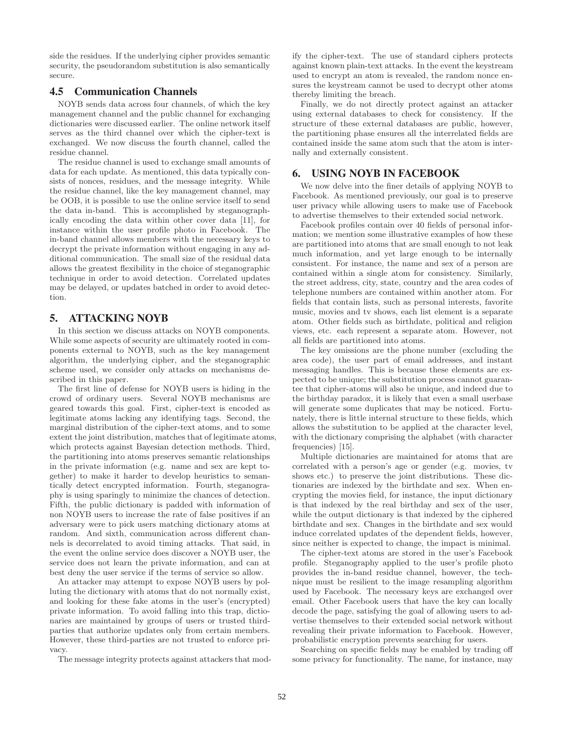side the residues. If the underlying cipher provides semantic security, the pseudorandom substitution is also semantically secure.

### 4.5 Communication Channels

NOYB sends data across four channels, of which the key management channel and the public channel for exchanging dictionaries were discussed earlier. The online network itself serves as the third channel over which the cipher-text is exchanged. We now discuss the fourth channel, called the residue channel.

The residue channel is used to exchange small amounts of data for each update. As mentioned, this data typically consists of nonces, residues, and the message integrity. While the residue channel, like the key management channel, may be OOB, it is possible to use the online service itself to send the data in-band. This is accomplished by steganographically encoding the data within other cover data [11], for instance within the user profile photo in Facebook. The in-band channel allows members with the necessary keys to decrypt the private information without engaging in any additional communication. The small size of the residual data allows the greatest flexibility in the choice of steganographic technique in order to avoid detection. Correlated updates may be delayed, or updates batched in order to avoid detection.

## 5. ATTACKING NOYB

In this section we discuss attacks on NOYB components. While some aspects of security are ultimately rooted in components external to NOYB, such as the key management algorithm, the underlying cipher, and the steganographic scheme used, we consider only attacks on mechanisms described in this paper.

The first line of defense for NOYB users is hiding in the crowd of ordinary users. Several NOYB mechanisms are geared towards this goal. First, cipher-text is encoded as legitimate atoms lacking any identifying tags. Second, the marginal distribution of the cipher-text atoms, and to some extent the joint distribution, matches that of legitimate atoms, which protects against Bayesian detection methods. Third, the partitioning into atoms preserves semantic relationships in the private information (e.g. name and sex are kept together) to make it harder to develop heuristics to semantically detect encrypted information. Fourth, steganography is using sparingly to minimize the chances of detection. Fifth, the public dictionary is padded with information of non NOYB users to increase the rate of false positives if an adversary were to pick users matching dictionary atoms at random. And sixth, communication across different channels is decorrelated to avoid timing attacks. That said, in the event the online service does discover a NOYB user, the service does not learn the private information, and can at best deny the user service if the terms of service so allow.

An attacker may attempt to expose NOYB users by polluting the dictionary with atoms that do not normally exist, and looking for these fake atoms in the user's (encrypted) private information. To avoid falling into this trap, dictionaries are maintained by groups of users or trusted third-parties that authorize updates only from certain members. However, these third-parties are not trusted to enforce privacy.

The message integrity protects against attackers that modify the cipher-text. The use of standard ciphers protects against known plain-text attacks. In the event the keystream used to encrypt an atom is revealed, the random nonce ensures the keystream cannot be used to decrypt other atoms thereby limiting the breach.

Finally, we do not directly protect against an attacker using external databases to check for consistency. If the structure of these external databases are public, however, the partitioning phase ensures all the interrelated fields are contained inside the same atom such that the atom is internally and externally consistent.

## 6. USING NOYB IN FACEBOOK

We now delve into the finer details of applying NOYB to Facebook. As mentioned previously, our goal is to preserve user privacy while allowing users to make use of Facebook to advertise themselves to their extended social network.

Facebook profiles contain over 40 fields of personal information; we mention some illustrative examples of how these are partitioned into atoms that are small enough to not leak much information, and yet large enough to be internally consistent. For instance, the name and sex of a person are contained within a single atom for consistency. Similarly, the street address, city, state, country and the area codes of telephone numbers are contained within another atom. For fields that contain lists, such as personal interests, favorite music, movies and tv shows, each list element is a separate atom. Other fields such as birthdate, political and religion views, etc. each represent a separate atom. However, not all fields are partitioned into atoms.

The key omissions are the phone number (excluding the area code), the user part of email addresses, and instant messaging handles. This is because these elements are expected to be unique; the substitution process cannot guarantee that cipher-atoms will also be unique, and indeed due to the birthday paradox, it is likely that even a small userbase will generate some duplicates that may be noticed. Fortunately, there is little internal structure to these fields, which allows the substitution to be applied at the character level, with the dictionary comprising the alphabet (with character frequencies) [15].

Multiple dictionaries are maintained for atoms that are correlated with a person's age or gender (e.g. movies, tv shows etc.) to preserve the joint distributions. These dictionaries are indexed by the birthdate and sex. When encrypting the movies field, for instance, the input dictionary is that indexed by the real birthday and sex of the user, while the output dictionary is that indexed by the ciphered birthdate and sex. Changes in the birthdate and sex would induce correlated updates of the dependent fields, however, since neither is expected to change, the impact is minimal.

The cipher-text atoms are stored in the user's Facebook profile. Steganography applied to the user's profile photo provides the in-band residue channel, however, the technique must be resilient to the image resampling algorithm used by Facebook. The necessary keys are exchanged over email. Other Facebook users that have the key can locally decode the page, satisfying the goal of allowing users to advertise themselves to their extended social network without revealing their private information to Facebook. However, probabilistic encryption prevents searching for users.

Searching on specific fields may be enabled by trading off some privacy for functionality. The name, for instance, may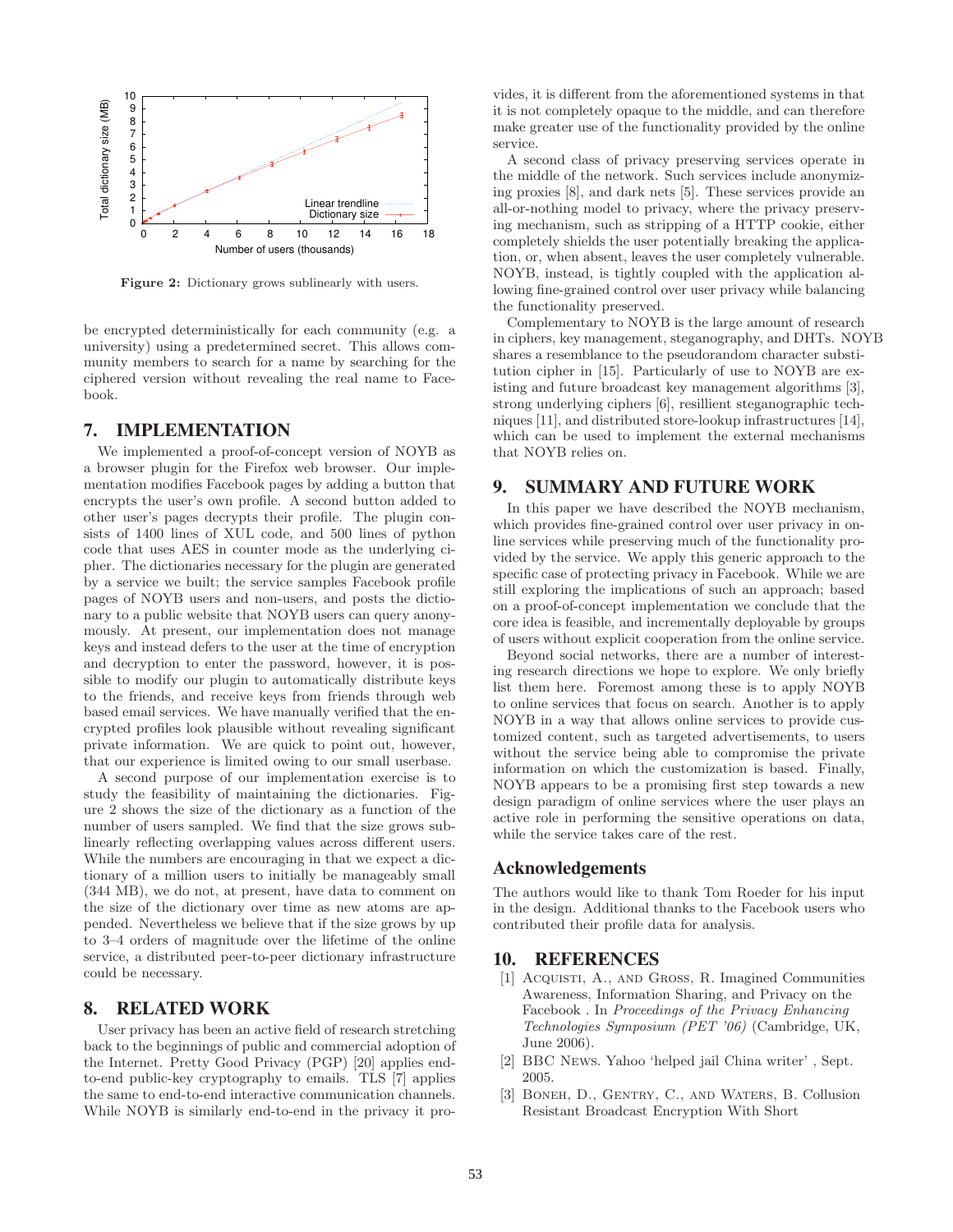Total dictionary size (MB)

10
9
8
7
6
5
4
3
2
1
0

0 2 4 6 8 10 12 14 16 18

Number of users (thousands)

Linear trendline
Dictionary size

**Figure 2:** Dictionary grows sublinearly with users.

be encrypted deterministically for each community (e.g. a university) using a predetermined secret. This allows community members to search for a name by searching for the ciphered version without revealing the real name to Facebook.

## 7. IMPLEMENTATION

We implemented a proof-of-concept version of NOYB as a browser plugin for the Firefox web browser. Our implementation modifies Facebook pages by adding a button that encrypts the user's own profile. A second button added to other user's pages decrypts their profile. The plugin consists of 1400 lines of XUL code, and 500 lines of python code that uses AES in counter mode as the underlying cipher. The dictionaries necessary for the plugin are generated by a service we built; the service samples Facebook profile pages of NOYB users and non-users, and posts the dictionary to a public website that NOYB users can query anonymously. At present, our implementation does not manage keys and instead defers to the user at the time of encryption and decryption to enter the password, however, it is possible to modify our plugin to automatically distribute keys to the friends, and receive keys from friends through web based email services. We have manually verified that the encrypted profiles look plausible without revealing significant private information. We are quick to point out, however, that our experience is limited owing to our small userbase.

A second purpose of our implementation exercise is to study the feasibility of maintaining the dictionaries. Figure 2 shows the size of the dictionary as a function of the number of users sampled. We find that the size grows sublinearly reflecting overlapping values across different users. While the numbers are encouraging in that we expect a dictionary of a million users to initially be manageably small (344 MB), we do not, at present, have data to comment on the size of the dictionary over time as new atoms are appended. Nevertheless we believe that if the size grows by up to 3–4 orders of magnitude over the lifetime of the online service, a distributed peer-to-peer dictionary infrastructure could be necessary.

## 8. RELATED WORK

User privacy has been an active field of research stretching back to the beginnings of public and commercial adoption of the Internet. Pretty Good Privacy (PGP) [20] applies end-to-end public-key cryptography to emails. TLS [7] applies the same to end-to-end interactive communication channels. While NOYB is similarly end-to-end in the privacy it provides, it is different from the aforementioned systems in that it is not completely opaque to the middle, and can therefore make greater use of the functionality provided by the online service.

A second class of privacy preserving services operate in the middle of the network. Such services include anonymizing proxies [8], and dark nets [5]. These services provide an all-or-nothing model to privacy, where the privacy preserving mechanism, such as stripping of a HTTP cookie, either completely shields the user potentially breaking the application, or, when absent, leaves the user completely vulnerable. NOYB, instead, is tightly coupled with the application allowing fine-grained control over user privacy while balancing the functionality preserved.

Complementary to NOYB is the large amount of research in ciphers, key management, steganography, and DHTs. NOYB shares a resemblance to the pseudorandom character substitution cipher in [15]. Particularly of use to NOYB are existing and future broadcast key management algorithms [3], strong underlying ciphers [6], resillient steganographic techniques [11], and distributed store-lookup infrastructures [14], which can be used to implement the external mechanisms that NOYB relies on.

## 9. SUMMARY AND FUTURE WORK

In this paper we have described the NOYB mechanism, which provides fine-grained control over user privacy in online services while preserving much of the functionality provided by the service. We apply this generic approach to the specific case of protecting privacy in Facebook. While we are still exploring the implications of such an approach; based on a proof-of-concept implementation we conclude that the core idea is feasible, and incrementally deployable by groups of users without explicit cooperation from the online service.

Beyond social networks, there are a number of interesting research directions we hope to explore. We only briefly list them here. Foremost among these is to apply NOYB to online services that focus on search. Another is to apply NOYB in a way that allows online services to provide customized content, such as targeted advertisements, to users without the service being able to compromise the private information on which the customization is based. Finally, NOYB appears to be a promising first step towards a new design paradigm of online services where the user plays an active role in performing the sensitive operations on data, while the service takes care of the rest.

## Acknowledgements

The authors would like to thank Tom Roeder for his input in the design. Additional thanks to the Facebook users who contributed their profile data for analysis.

## 10. REFERENCES

[1] Acquisti, A., and Gross, R. Imagined Communities Awareness, Information Sharing, and Privacy on the Facebook . In *Proceedings of the Privacy Enhancing Technologies Symposium (PET '06)* (Cambridge, UK, June 2006).

[2] BBC News. Yahoo 'helped jail China writer' , Sept. 2005.

[3] Boneh, D., Gentry, C., and Waters, B. Collusion Resistant Broadcast Encryption With Short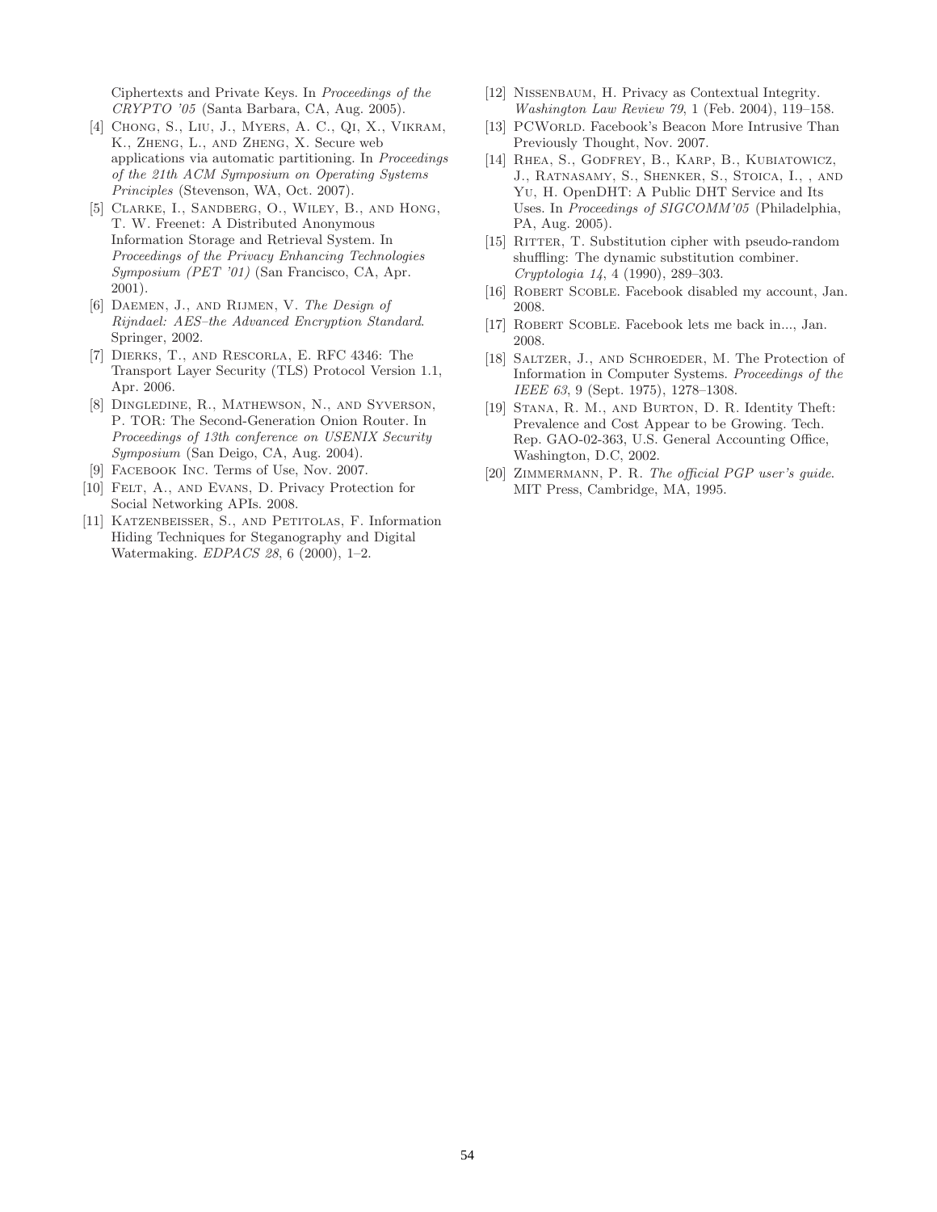Ciphertexts and Private Keys. In *Proceedings of the CRYPTO '05* (Santa Barbara, CA, Aug. 2005).

[4] Chong, S., Liu, J., Myers, A. C., Qi, X., Vikram, K., Zheng, L., and Zheng, X. Secure web applications via automatic partitioning. In *Proceedings of the 21th ACM Symposium on Operating Systems Principles* (Stevenson, WA, Oct. 2007).

[5] Clarke, I., Sandberg, O., Wiley, B., and Hong, T. W. Freenet: A Distributed Anonymous Information Storage and Retrieval System. In *Proceedings of the Privacy Enhancing Technologies Symposium (PET '01)* (San Francisco, CA, Apr. 2001).

[6] Daemen, J., and Rijmen, V. *The Design of Rijndael: AES–the Advanced Encryption Standard*. Springer, 2002.

[7] Dierks, T., and Rescorla, E. RFC 4346: The Transport Layer Security (TLS) Protocol Version 1.1, Apr. 2006.

[8] Dingledine, R., Mathewson, N., and Syverson, P. TOR: The Second-Generation Onion Router. In *Proceedings of 13th conference on USENIX Security Symposium* (San Deigo, CA, Aug. 2004).

[9] Facebook Inc. Terms of Use, Nov. 2007.

[10] Felt, A., and Evans, D. Privacy Protection for Social Networking APIs. 2008.

[11] Katzenbeisser, S., and Petitolas, F. Information Hiding Techniques for Steganography and Digital Watermaking. *EDPACS 28*, 6 (2000), 1–2.

[12] Nissenbaum, H. Privacy as Contextual Integrity. *Washington Law Review 79*, 1 (Feb. 2004), 119–158.

[13] PCWorld. Facebook's Beacon More Intrusive Than Previously Thought, Nov. 2007.

[14] Rhea, S., Godfrey, B., Karp, B., Kubiatowicz, J., Ratnasamy, S., Shenker, S., Stoica, I., , and Yu, H. OpenDHT: A Public DHT Service and Its Uses. In *Proceedings of SIGCOMM'05* (Philadelphia, PA, Aug. 2005).

[15] Ritter, T. Substitution cipher with pseudo-random shuffling: The dynamic substitution combiner. *Cryptologia 14*, 4 (1990), 289–303.

[16] Robert Scoble. Facebook disabled my account, Jan. 2008.

[17] Robert Scoble. Facebook lets me back in..., Jan. 2008.

[18] Saltzer, J., and Schroeder, M. The Protection of Information in Computer Systems. *Proceedings of the IEEE 63*, 9 (Sept. 1975), 1278–1308.

[19] Stana, R. M., and Burton, D. R. Identity Theft: Prevalence and Cost Appear to be Growing. Tech. Rep. GAO-02-363, U.S. General Accounting Office, Washington, D.C, 2002.

[20] Zimmermann, P. R. *The official PGP user's guide*. MIT Press, Cambridge, MA, 1995.